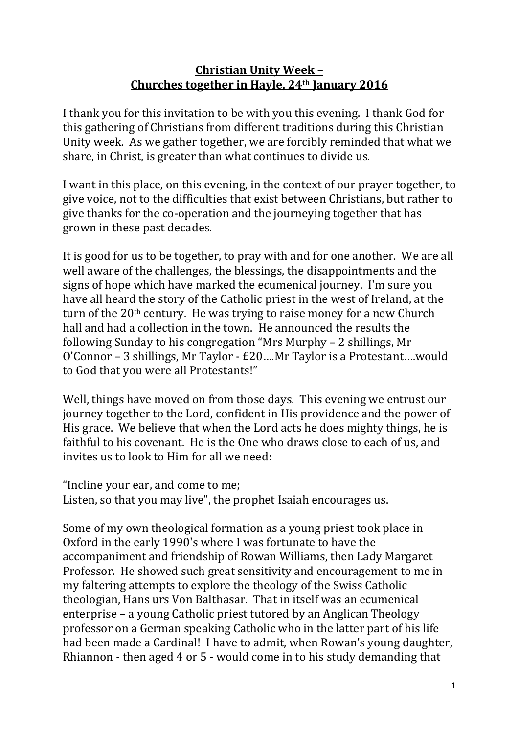**Christian Unity Week –**
**Churches together in Hayle, 24th January 2016**

I thank you for this invitation to be with you this evening. I thank God for this gathering of Christians from different traditions during this Christian Unity week. As we gather together, we are forcibly reminded that what we share, in Christ, is greater than what continues to divide us.

I want in this place, on this evening, in the context of our prayer together, to give voice, not to the difficulties that exist between Christians, but rather to give thanks for the co-operation and the journeying together that has grown in these past decades.

It is good for us to be together, to pray with and for one another. We are all well aware of the challenges, the blessings, the disappointments and the signs of hope which have marked the ecumenical journey. I'm sure you have all heard the story of the Catholic priest in the west of Ireland, at the turn of the 20th century. He was trying to raise money for a new Church hall and had a collection in the town. He announced the results the following Sunday to his congregation "Mrs Murphy – 2 shillings, Mr O'Connor – 3 shillings, Mr Taylor - £20….Mr Taylor is a Protestant….would to God that you were all Protestants!"

Well, things have moved on from those days. This evening we entrust our journey together to the Lord, confident in His providence and the power of His grace. We believe that when the Lord acts he does mighty things, he is faithful to his covenant. He is the One who draws close to each of us, and invites us to look to Him for all we need:

"Incline your ear, and come to me;
Listen, so that you may live", the prophet Isaiah encourages us.

Some of my own theological formation as a young priest took place in Oxford in the early 1990's where I was fortunate to have the accompaniment and friendship of Rowan Williams, then Lady Margaret Professor. He showed such great sensitivity and encouragement to me in my faltering attempts to explore the theology of the Swiss Catholic theologian, Hans urs Von Balthasar. That in itself was an ecumenical enterprise – a young Catholic priest tutored by an Anglican Theology professor on a German speaking Catholic who in the latter part of his life had been made a Cardinal! I have to admit, when Rowan's young daughter, Rhiannon - then aged 4 or 5 - would come in to his study demanding that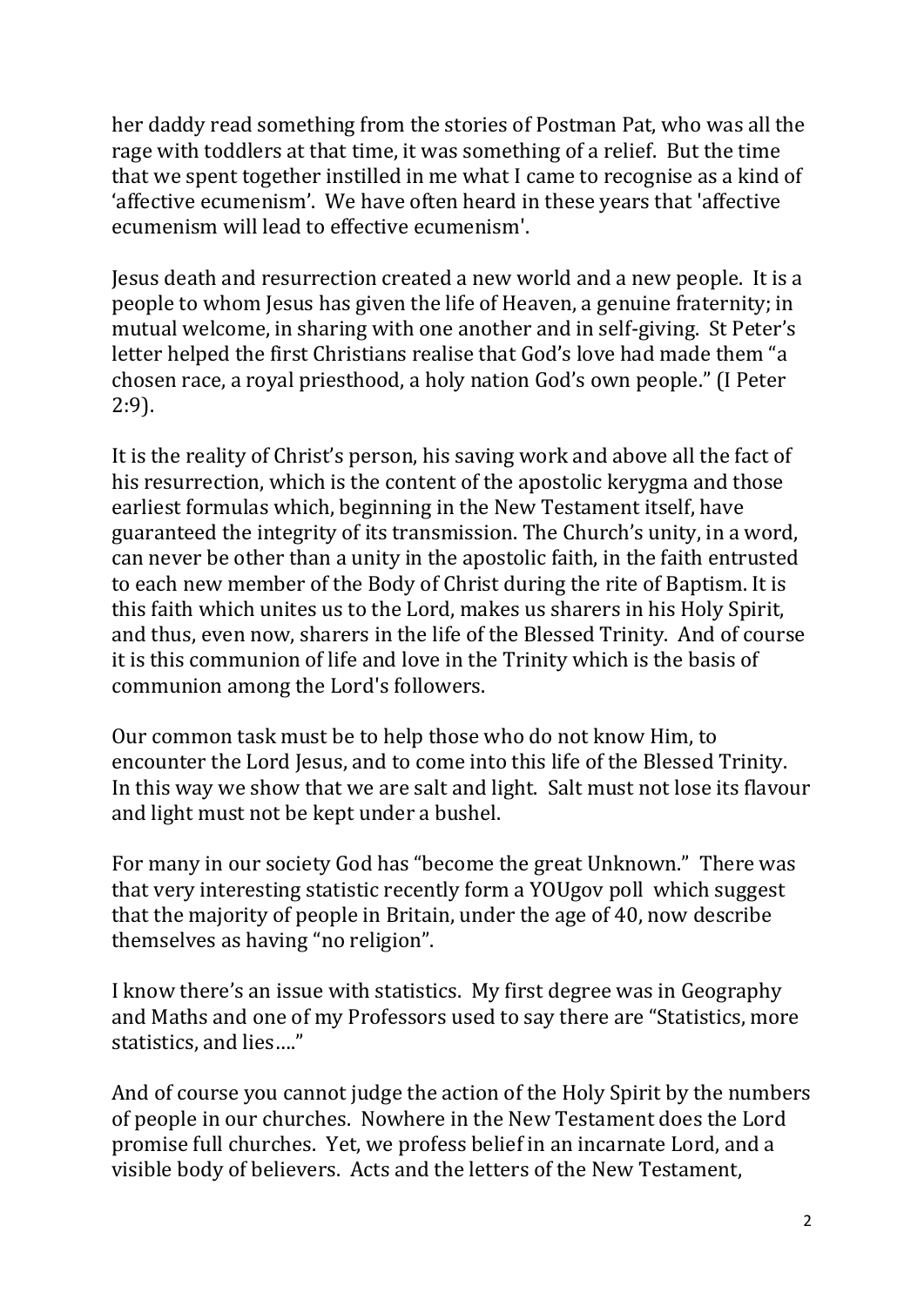her daddy read something from the stories of Postman Pat, who was all the rage with toddlers at that time, it was something of a relief. But the time that we spent together instilled in me what I came to recognise as a kind of 'affective ecumenism'. We have often heard in these years that 'affective ecumenism will lead to effective ecumenism'.

Jesus death and resurrection created a new world and a new people. It is a people to whom Jesus has given the life of Heaven, a genuine fraternity; in mutual welcome, in sharing with one another and in self-giving. St Peter's letter helped the first Christians realise that God's love had made them "a chosen race, a royal priesthood, a holy nation God's own people." (I Peter 2:9).

It is the reality of Christ's person, his saving work and above all the fact of his resurrection, which is the content of the apostolic kerygma and those earliest formulas which, beginning in the New Testament itself, have guaranteed the integrity of its transmission. The Church's unity, in a word, can never be other than a unity in the apostolic faith, in the faith entrusted to each new member of the Body of Christ during the rite of Baptism. It is this faith which unites us to the Lord, makes us sharers in his Holy Spirit, and thus, even now, sharers in the life of the Blessed Trinity. And of course it is this communion of life and love in the Trinity which is the basis of communion among the Lord's followers.

Our common task must be to help those who do not know Him, to encounter the Lord Jesus, and to come into this life of the Blessed Trinity. In this way we show that we are salt and light. Salt must not lose its flavour and light must not be kept under a bushel.

For many in our society God has "become the great Unknown." There was that very interesting statistic recently form a YOUgov poll which suggest that the majority of people in Britain, under the age of 40, now describe themselves as having "no religion".

I know there's an issue with statistics. My first degree was in Geography and Maths and one of my Professors used to say there are "Statistics, more statistics, and lies…."

And of course you cannot judge the action of the Holy Spirit by the numbers of people in our churches. Nowhere in the New Testament does the Lord promise full churches. Yet, we profess belief in an incarnate Lord, and a visible body of believers. Acts and the letters of the New Testament,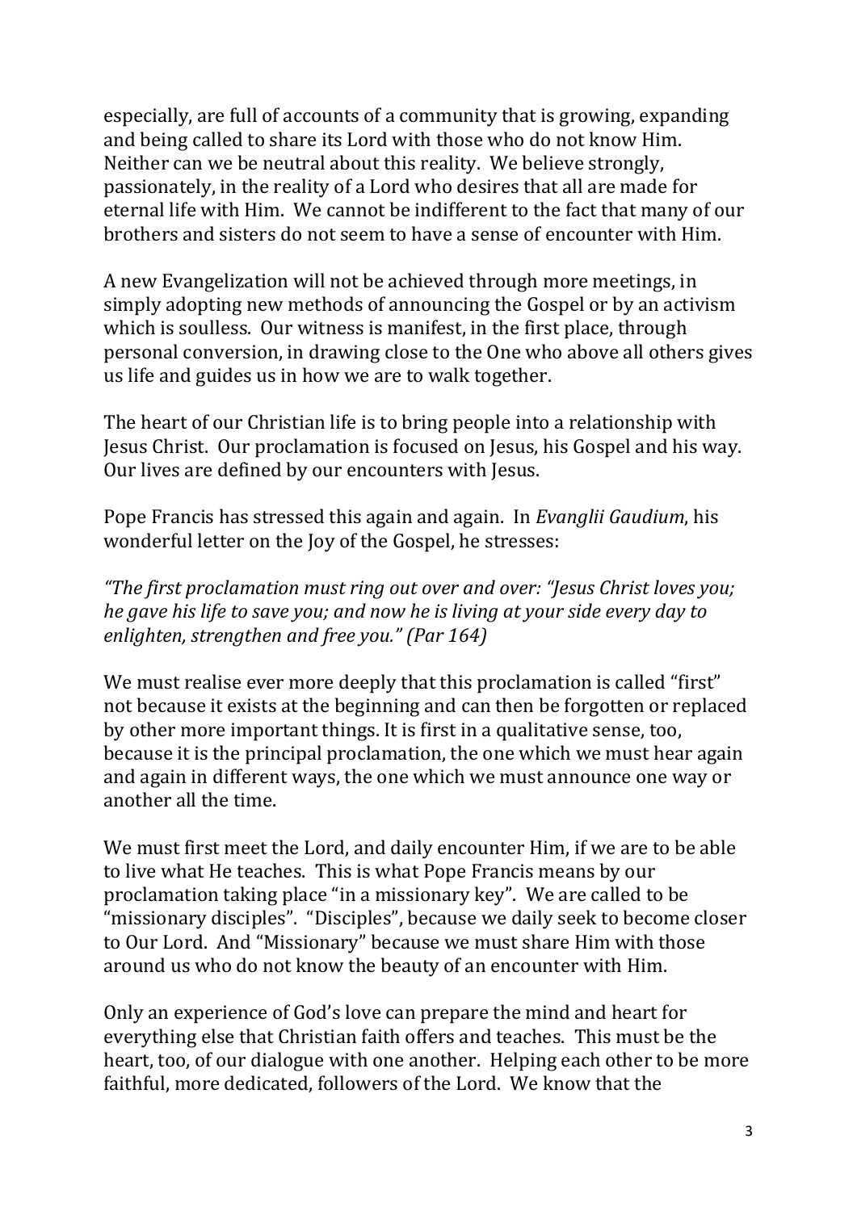especially, are full of accounts of a community that is growing, expanding and being called to share its Lord with those who do not know Him. Neither can we be neutral about this reality. We believe strongly, passionately, in the reality of a Lord who desires that all are made for eternal life with Him. We cannot be indifferent to the fact that many of our brothers and sisters do not seem to have a sense of encounter with Him.

A new Evangelization will not be achieved through more meetings, in simply adopting new methods of announcing the Gospel or by an activism which is soulless. Our witness is manifest, in the first place, through personal conversion, in drawing close to the One who above all others gives us life and guides us in how we are to walk together.

The heart of our Christian life is to bring people into a relationship with Jesus Christ. Our proclamation is focused on Jesus, his Gospel and his way. Our lives are defined by our encounters with Jesus.

Pope Francis has stressed this again and again. In *Evanglii Gaudium*, his wonderful letter on the Joy of the Gospel, he stresses:

*"The first proclamation must ring out over and over: "Jesus Christ loves you; he gave his life to save you; and now he is living at your side every day to enlighten, strengthen and free you." (Par 164)*

We must realise ever more deeply that this proclamation is called "first" not because it exists at the beginning and can then be forgotten or replaced by other more important things. It is first in a qualitative sense, too, because it is the principal proclamation, the one which we must hear again and again in different ways, the one which we must announce one way or another all the time.

We must first meet the Lord, and daily encounter Him, if we are to be able to live what He teaches. This is what Pope Francis means by our proclamation taking place "in a missionary key". We are called to be "missionary disciples". "Disciples", because we daily seek to become closer to Our Lord. And "Missionary" because we must share Him with those around us who do not know the beauty of an encounter with Him.

Only an experience of God's love can prepare the mind and heart for everything else that Christian faith offers and teaches. This must be the heart, too, of our dialogue with one another. Helping each other to be more faithful, more dedicated, followers of the Lord. We know that the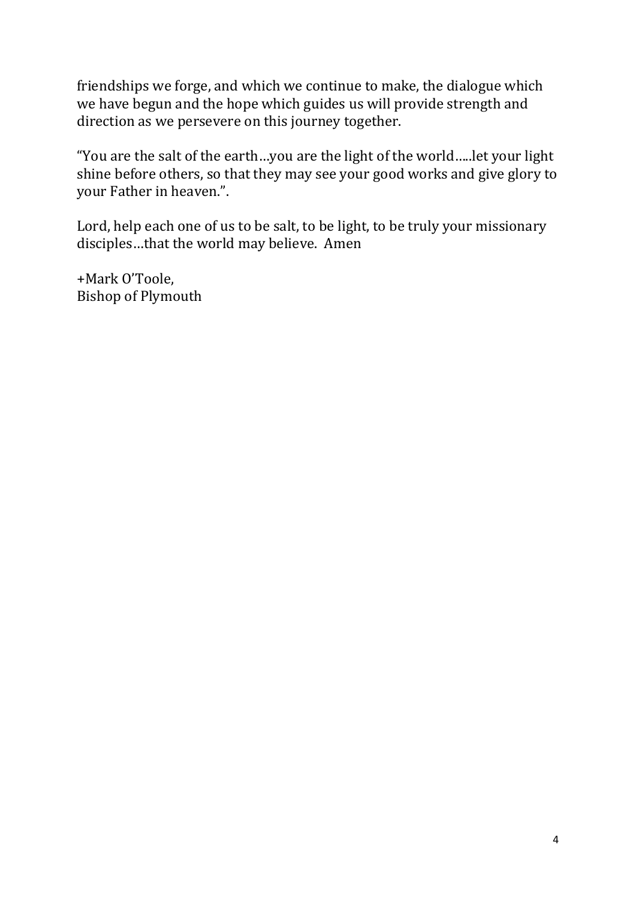friendships we forge, and which we continue to make, the dialogue which we have begun and the hope which guides us will provide strength and direction as we persevere on this journey together.

"You are the salt of the earth…you are the light of the world…..let your light shine before others, so that they may see your good works and give glory to your Father in heaven.".

Lord, help each one of us to be salt, to be light, to be truly your missionary disciples…that the world may believe. Amen

+Mark O'Toole,
Bishop of Plymouth